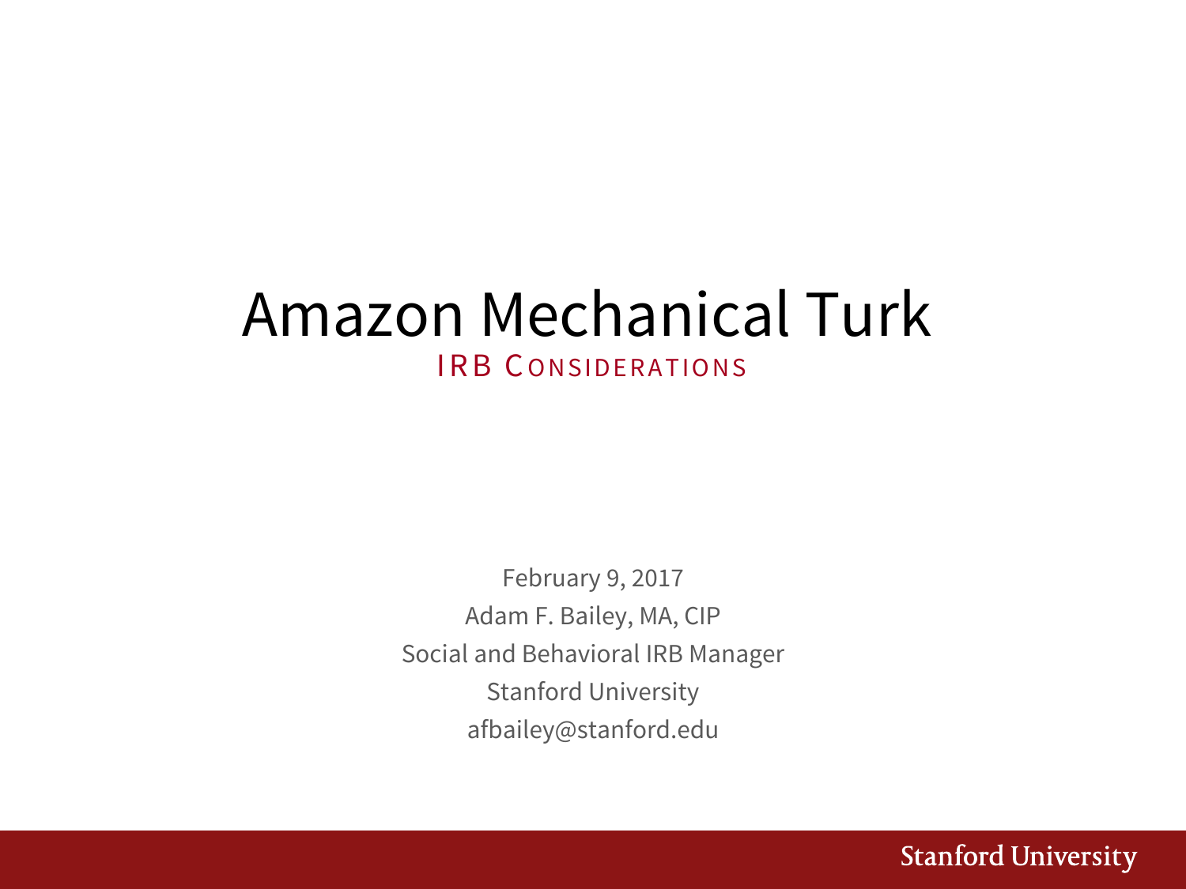# Amazon Mechanical Turk

## IRB Considerations

February 9, 2017

Adam F. Bailey, MA, CIP

Social and Behavioral IRB Manager

Stanford University

afbailey@stanford.edu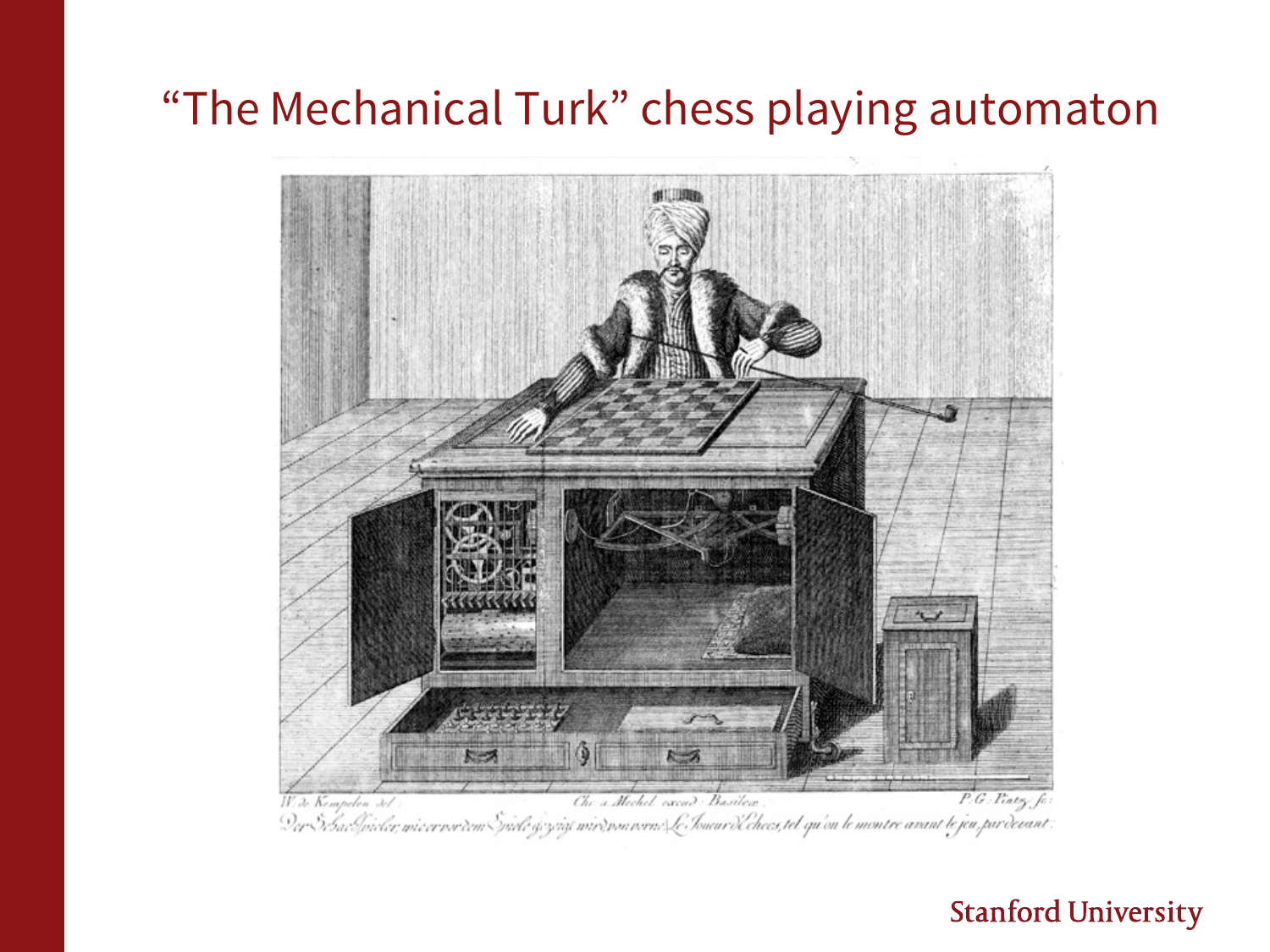# “The Mechanical Turk” chess playing automaton

W. de Kempelen del. Chr. a Mechel excud. Basileæ. P. G. Pintz fc.

Der Schachspieler, wie er vor dem Spiele gezeigt wird, von vorne. Le Joueur d'Echecs, tel qu'on le montre avant le jeu, par devant.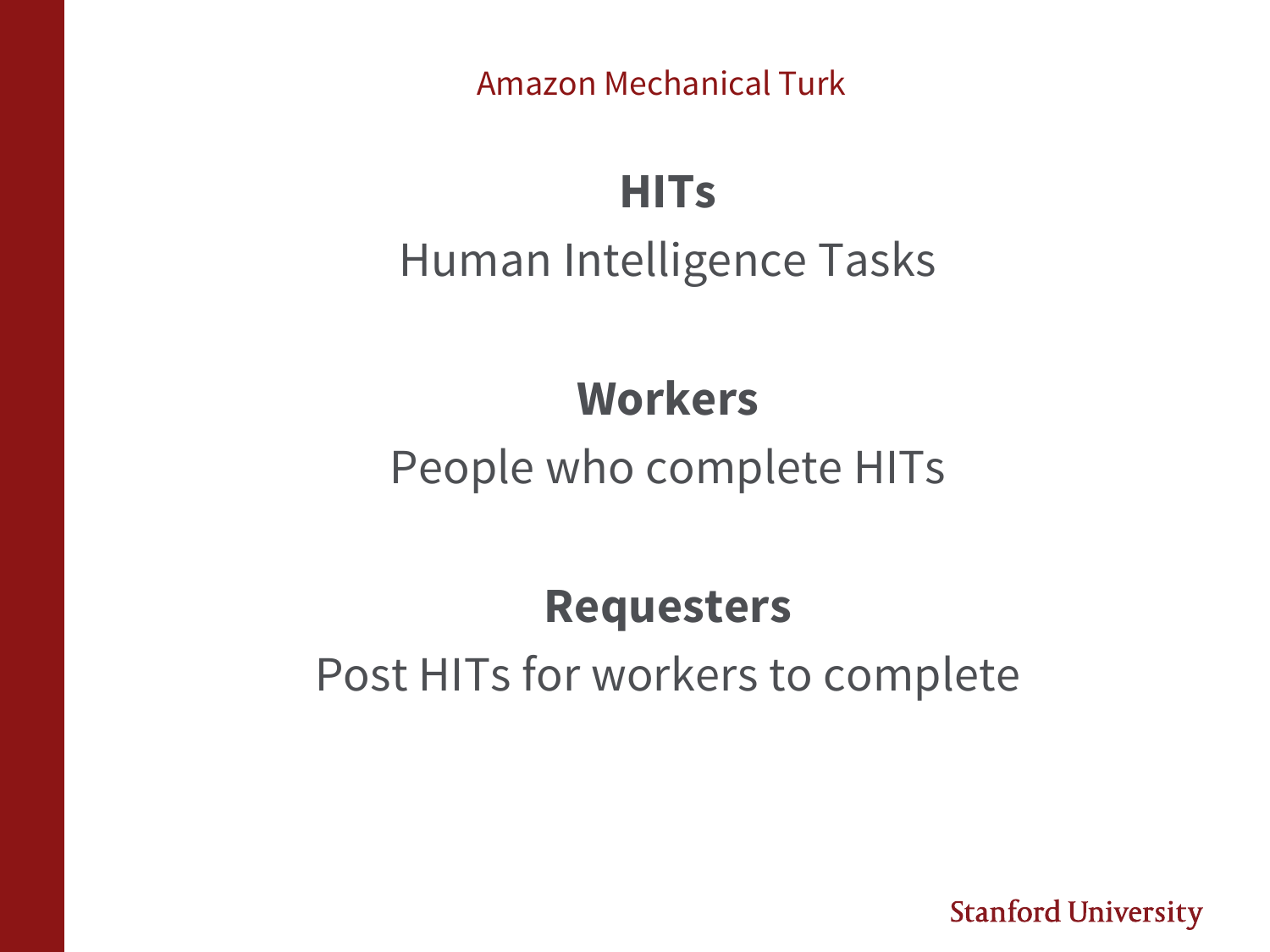Amazon Mechanical Turk

**HITs**

Human Intelligence Tasks

**Workers**

People who complete HITs

**Requesters**

Post HITs for workers to complete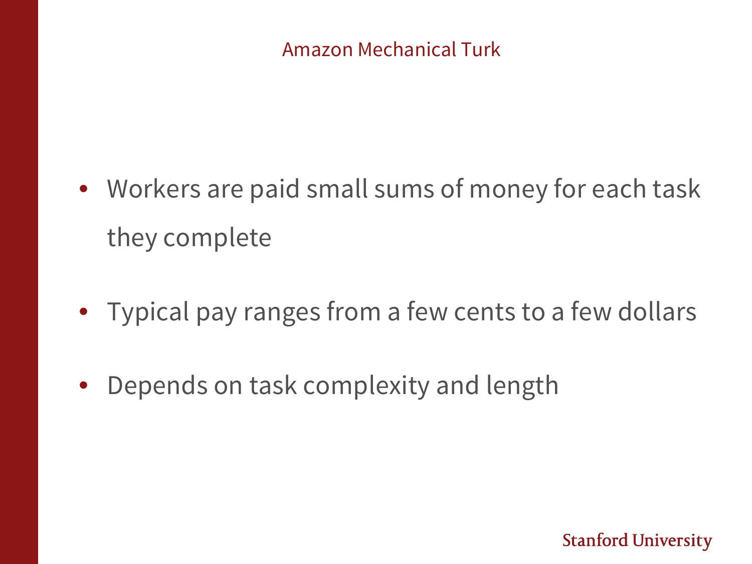## Amazon Mechanical Turk

- Workers are paid small sums of money for each task they complete
- Typical pay ranges from a few cents to a few dollars
- Depends on task complexity and length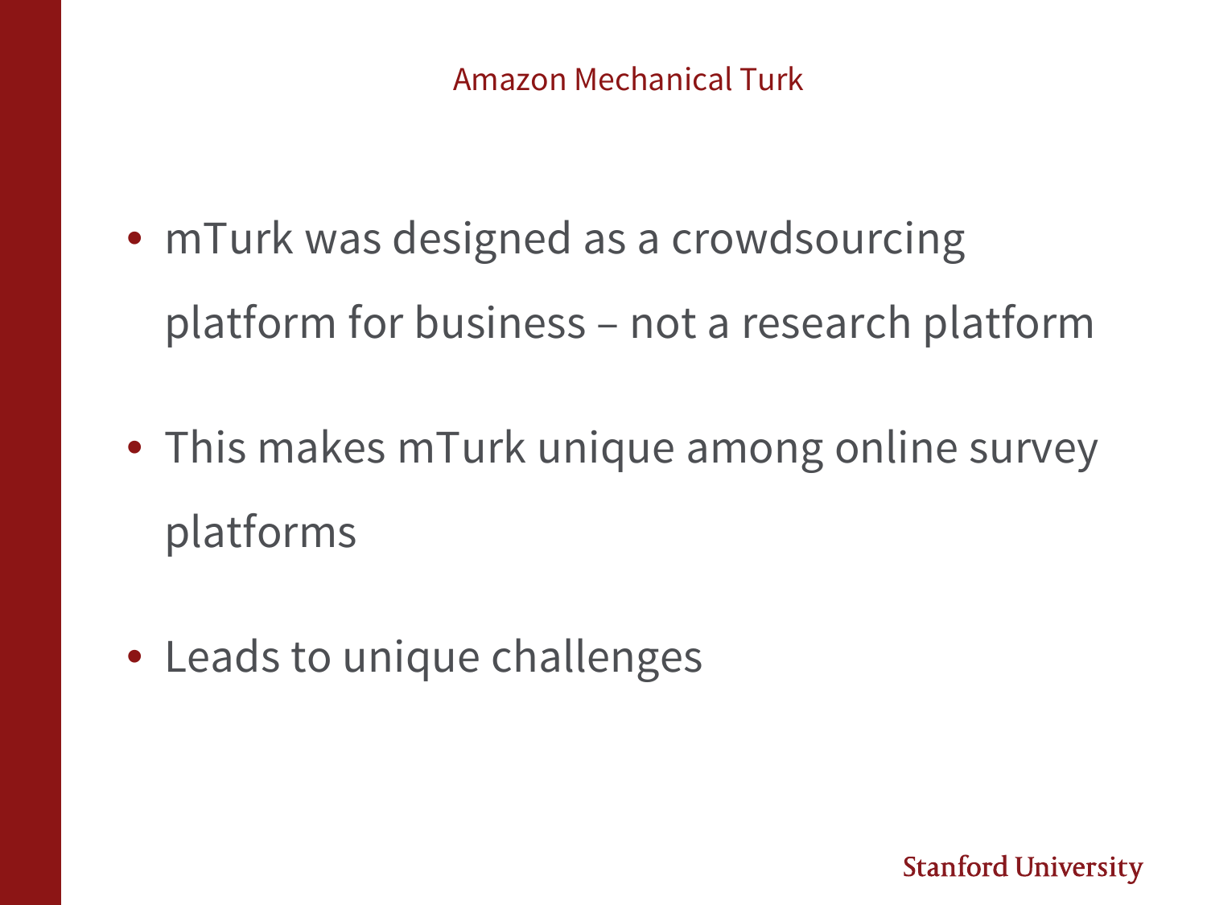## Amazon Mechanical Turk

- mTurk was designed as a crowdsourcing platform for business – not a research platform
- This makes mTurk unique among online survey platforms
- Leads to unique challenges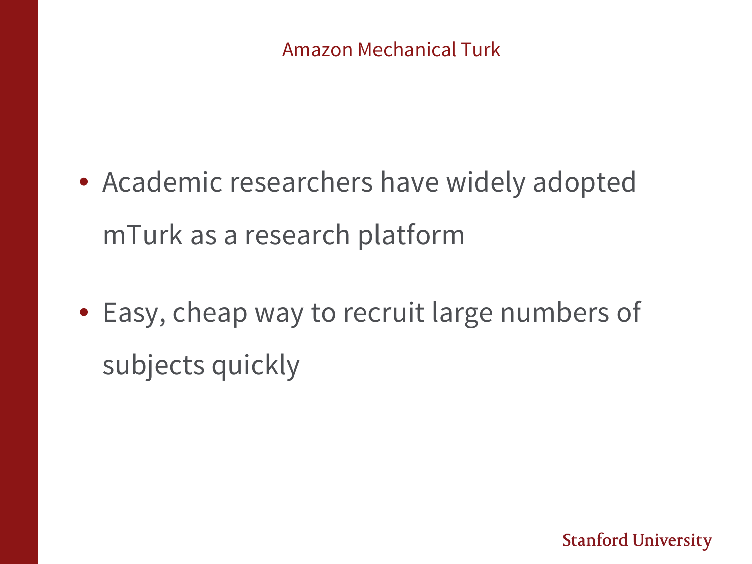## Amazon Mechanical Turk

- Academic researchers have widely adopted mTurk as a research platform
- Easy, cheap way to recruit large numbers of subjects quickly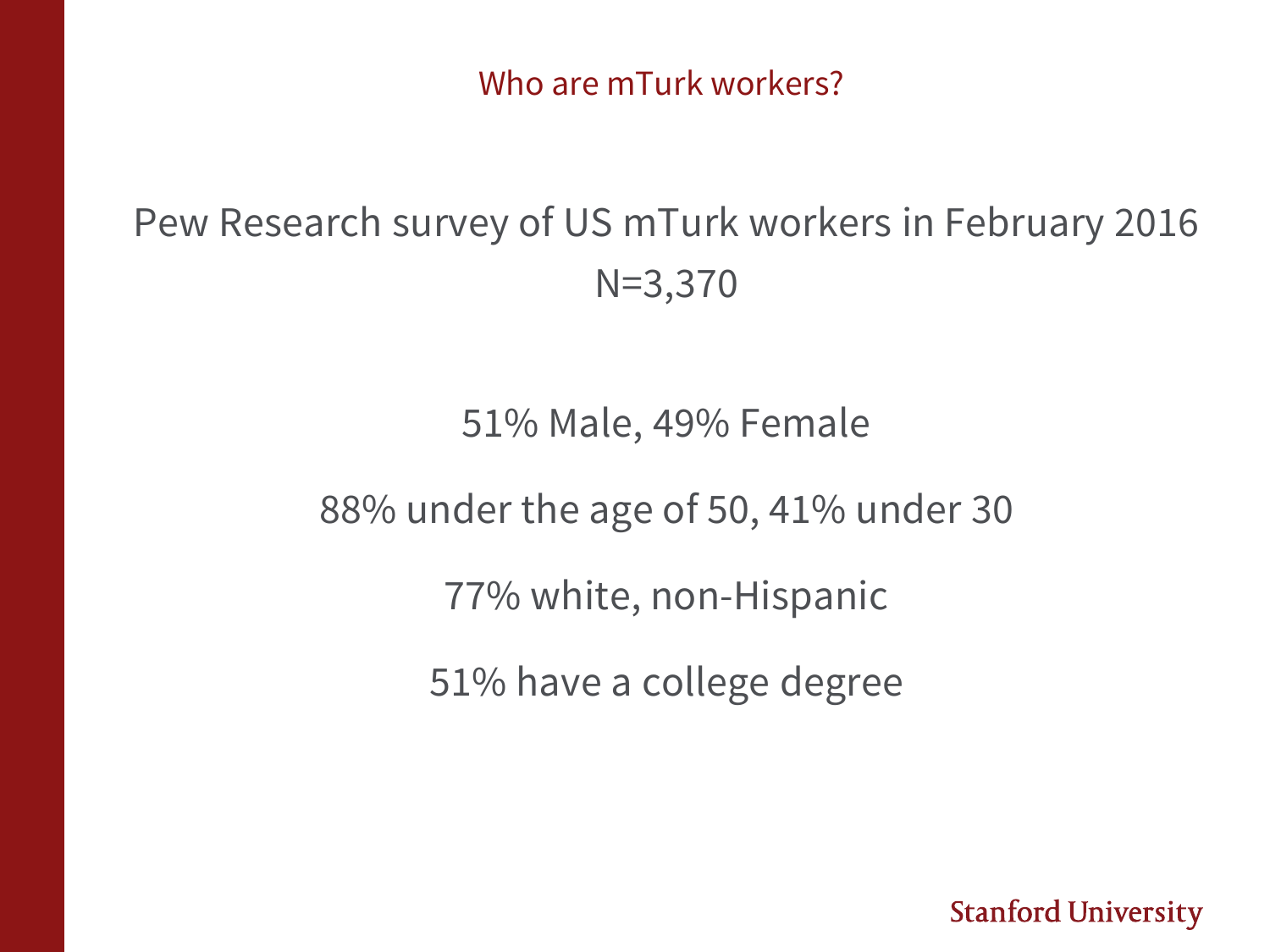# Who are mTurk workers?

Pew Research survey of US mTurk workers in February 2016
N=3,370

51% Male, 49% Female

88% under the age of 50, 41% under 30

77% white, non-Hispanic

51% have a college degree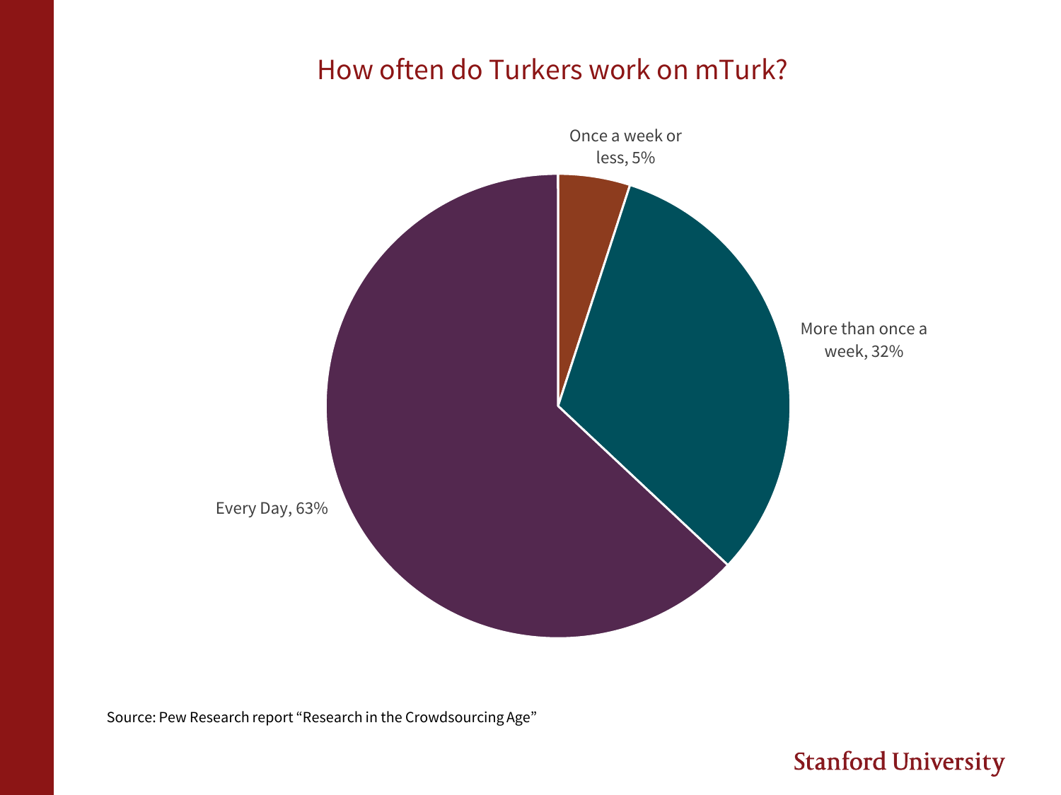# How often do Turkers work on mTurk?

| Frequency | Percentage |
| --- | --- |
| Every Day | 63% |
| More than once a week | 32% |
| Once a week or less | 5% |

Source: Pew Research report "Research in the Crowdsourcing Age"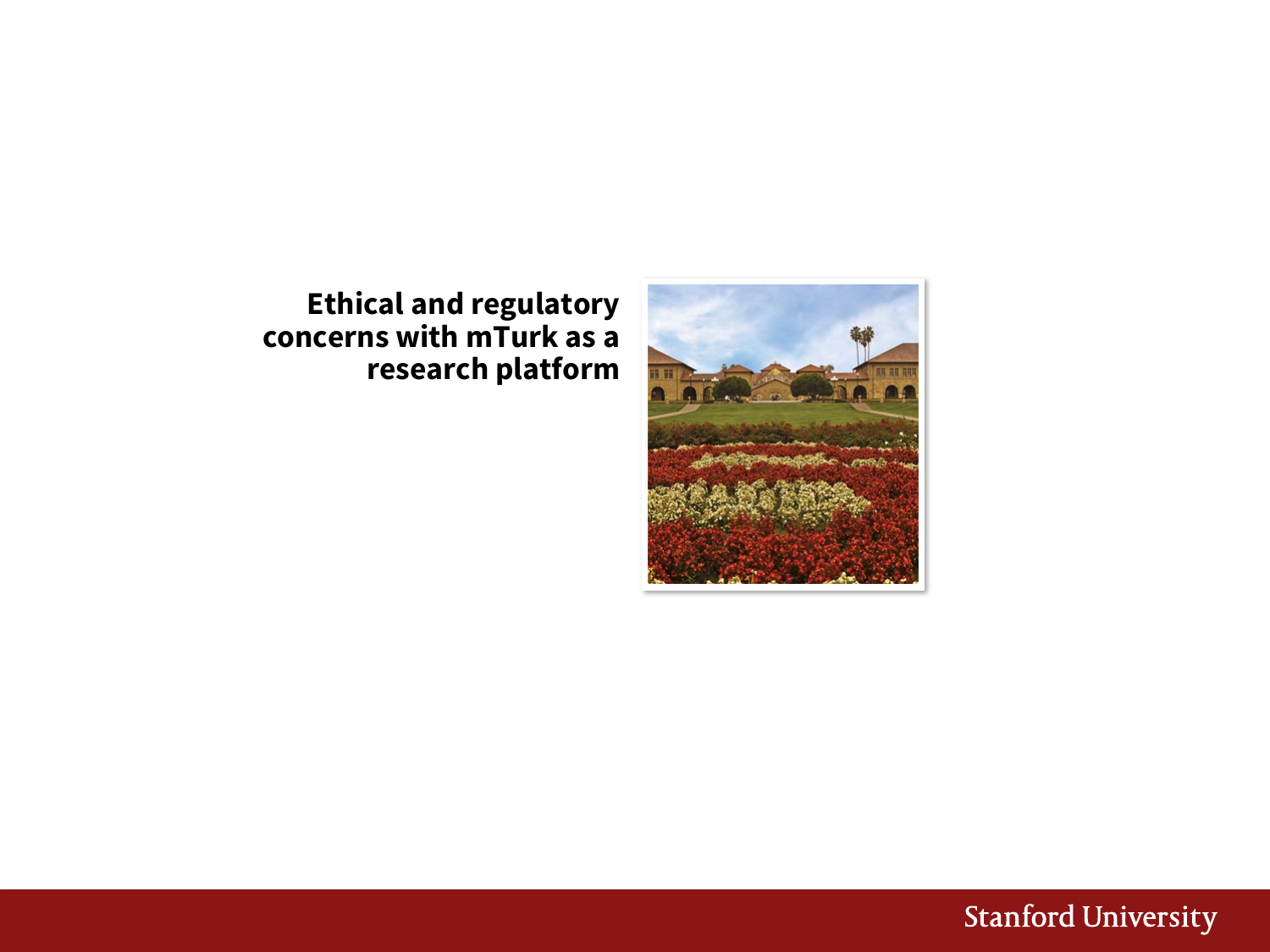# Ethical and regulatory concerns with mTurk as a research platform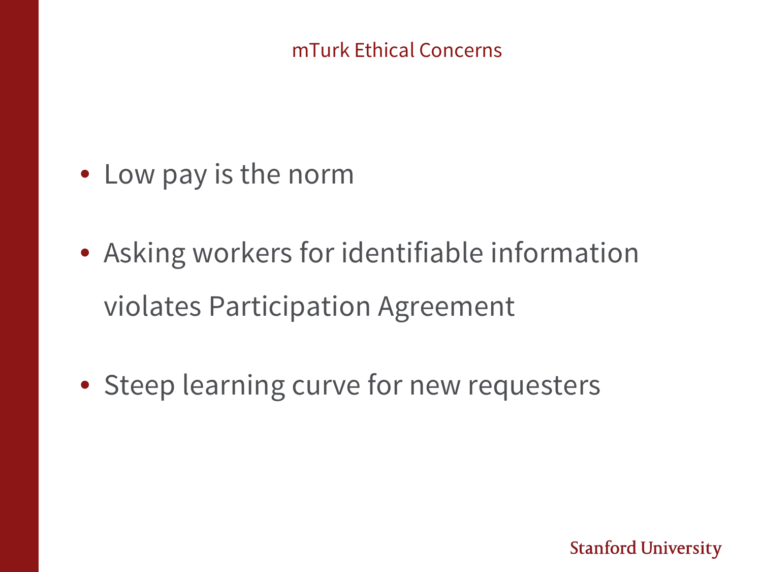# mTurk Ethical Concerns

- Low pay is the norm
- Asking workers for identifiable information violates Participation Agreement
- Steep learning curve for new requesters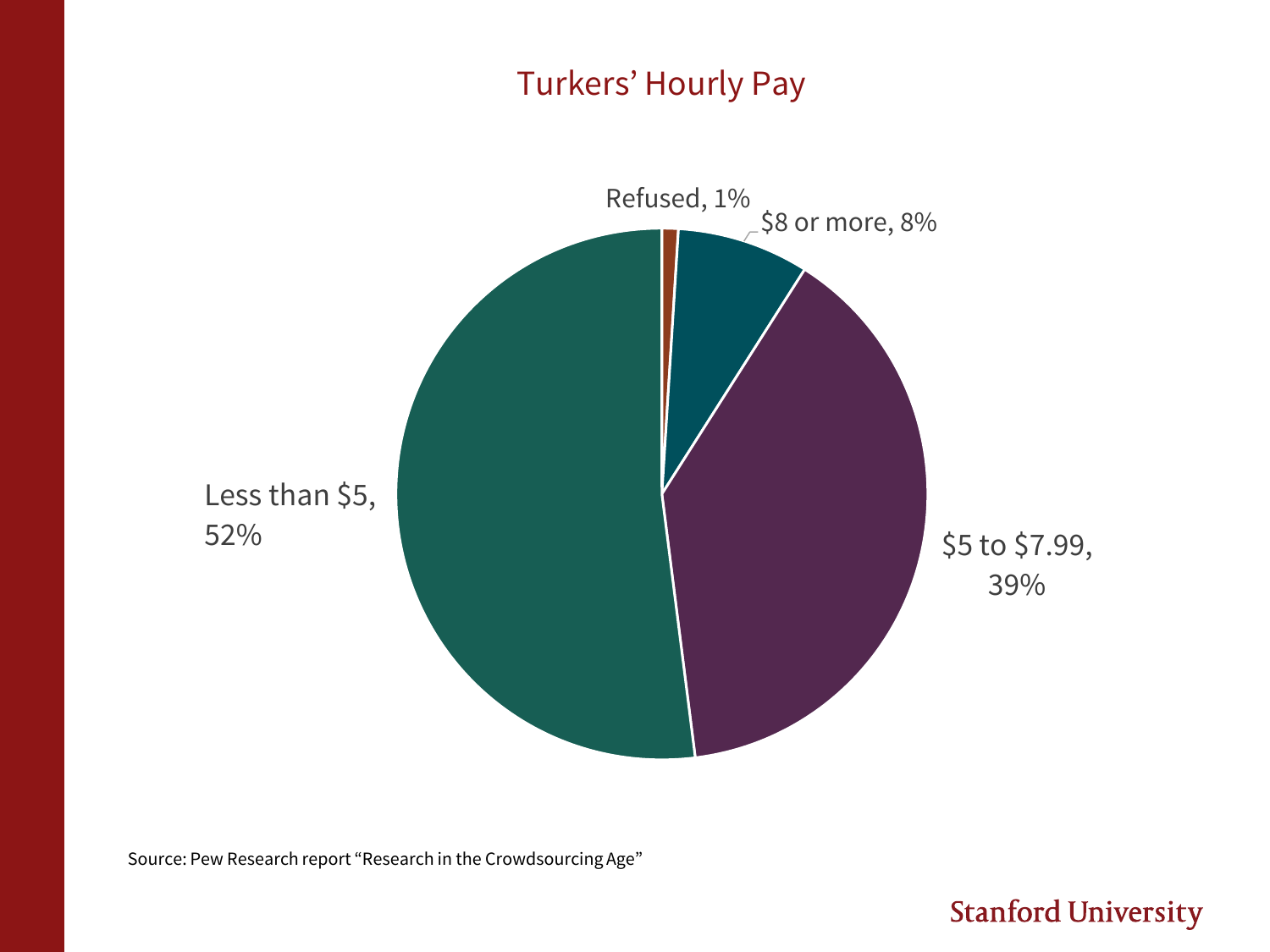# Turkers' Hourly Pay

| Hourly Pay | Percentage |
| --- | --- |
| Less than $5 | 52% |
| $5 to $7.99 | 39% |
| $8 or more | 8% |
| Refused | 1% |

Source: Pew Research report "Research in the Crowdsourcing Age"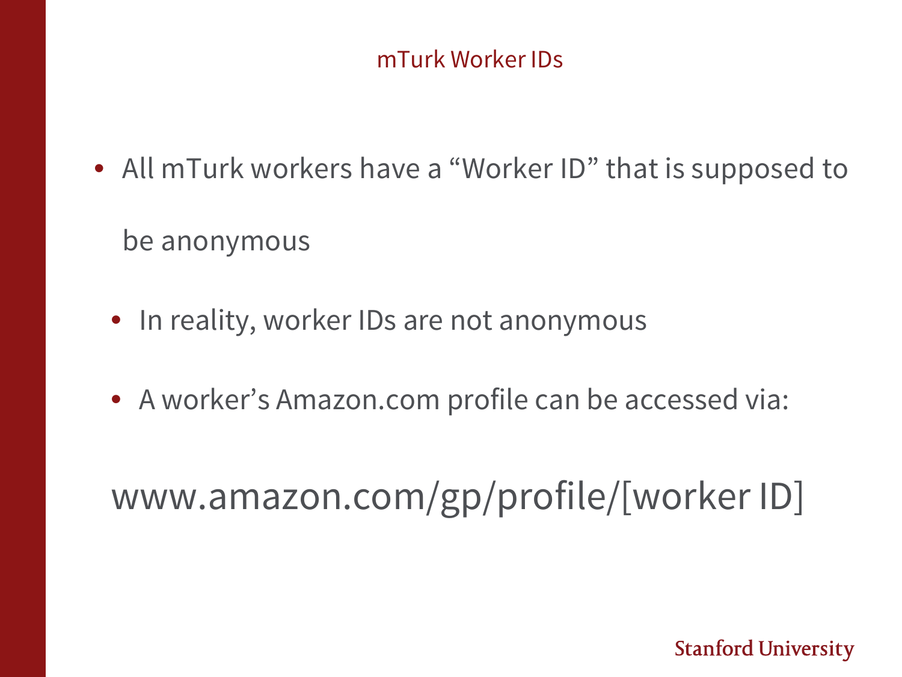# mTurk Worker IDs

- All mTurk workers have a "Worker ID" that is supposed to be anonymous
  - In reality, worker IDs are not anonymous
  - A worker's Amazon.com profile can be accessed via:

www.amazon.com/gp/profile/[worker ID]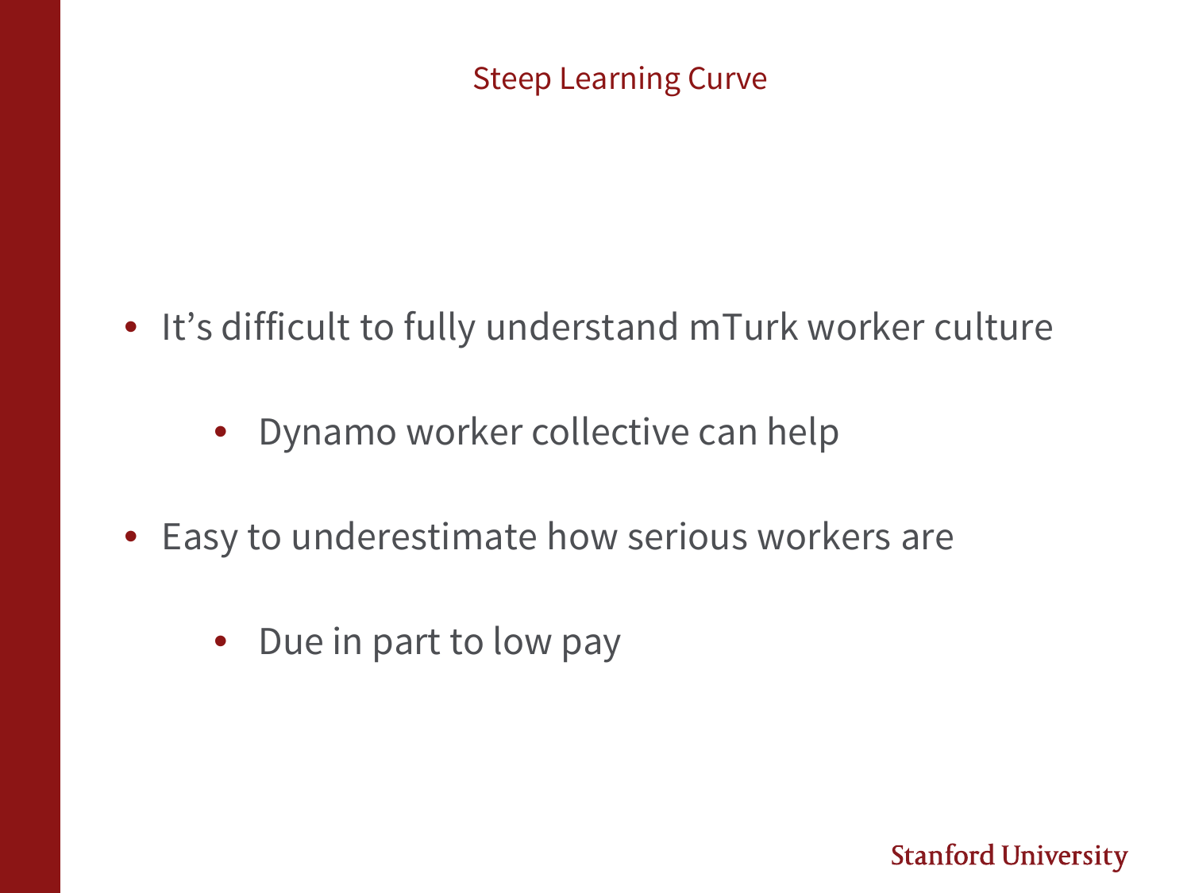# Steep Learning Curve

- It’s difficult to fully understand mTurk worker culture
  - Dynamo worker collective can help
- Easy to underestimate how serious workers are
  - Due in part to low pay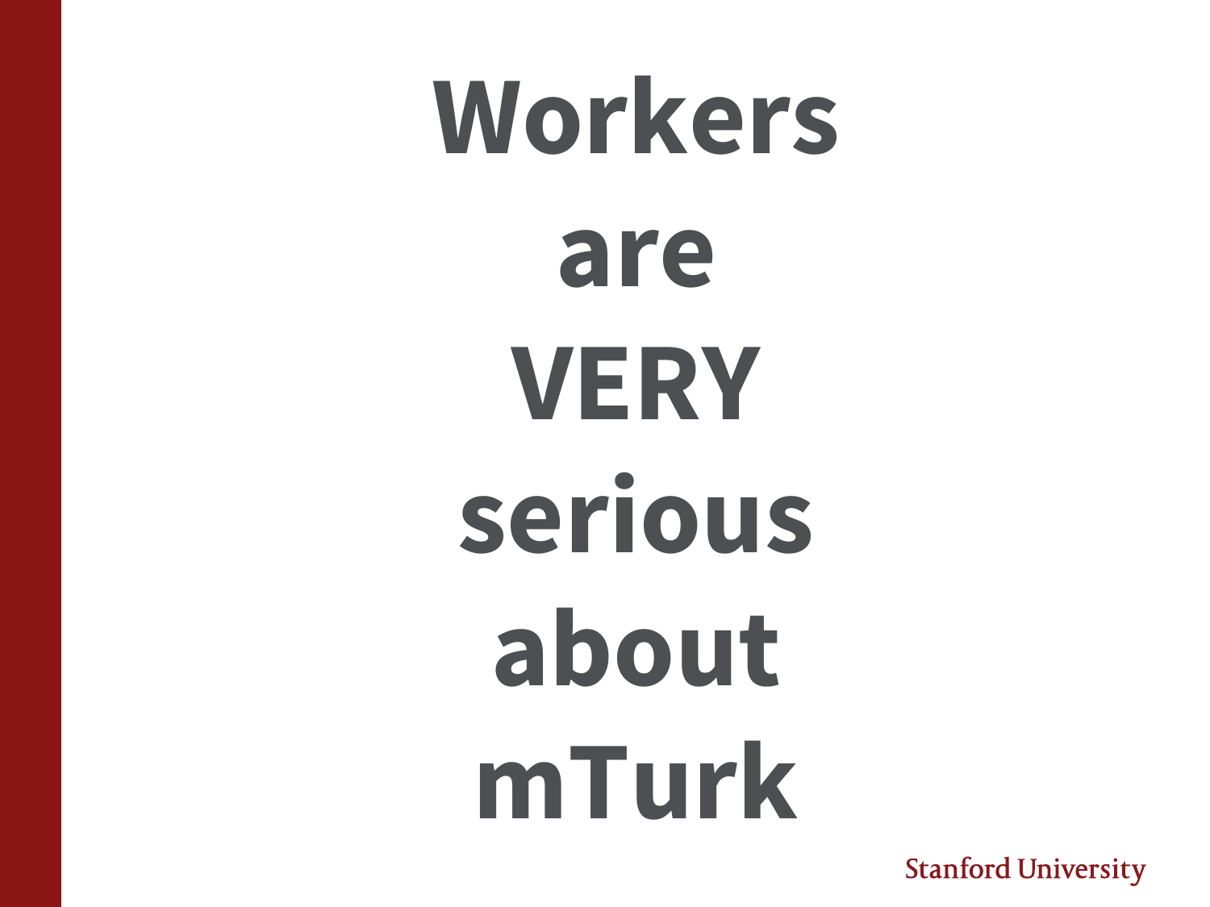# Workers are VERY serious about mTurk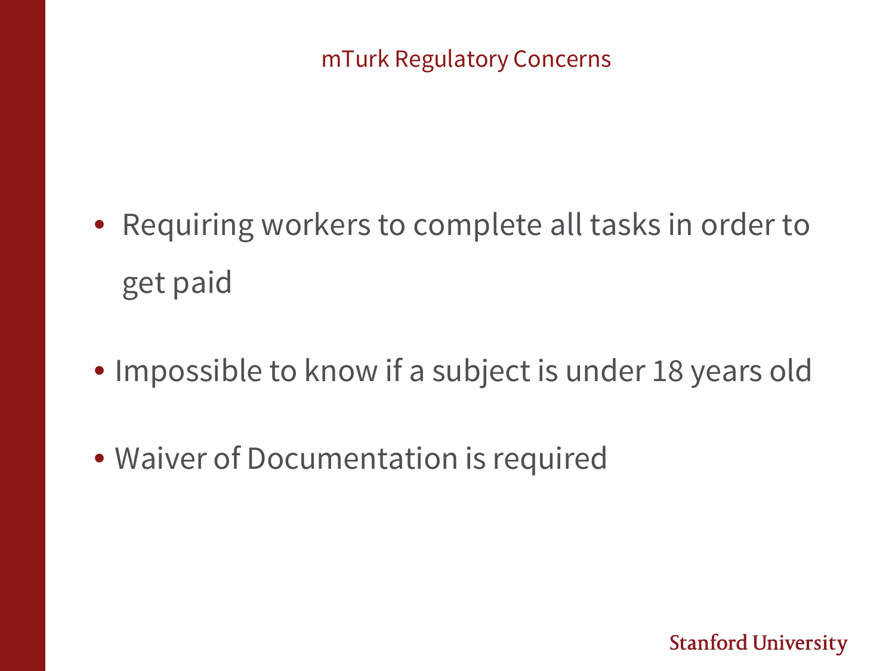## mTurk Regulatory Concerns

- Requiring workers to complete all tasks in order to get paid
- Impossible to know if a subject is under 18 years old
- Waiver of Documentation is required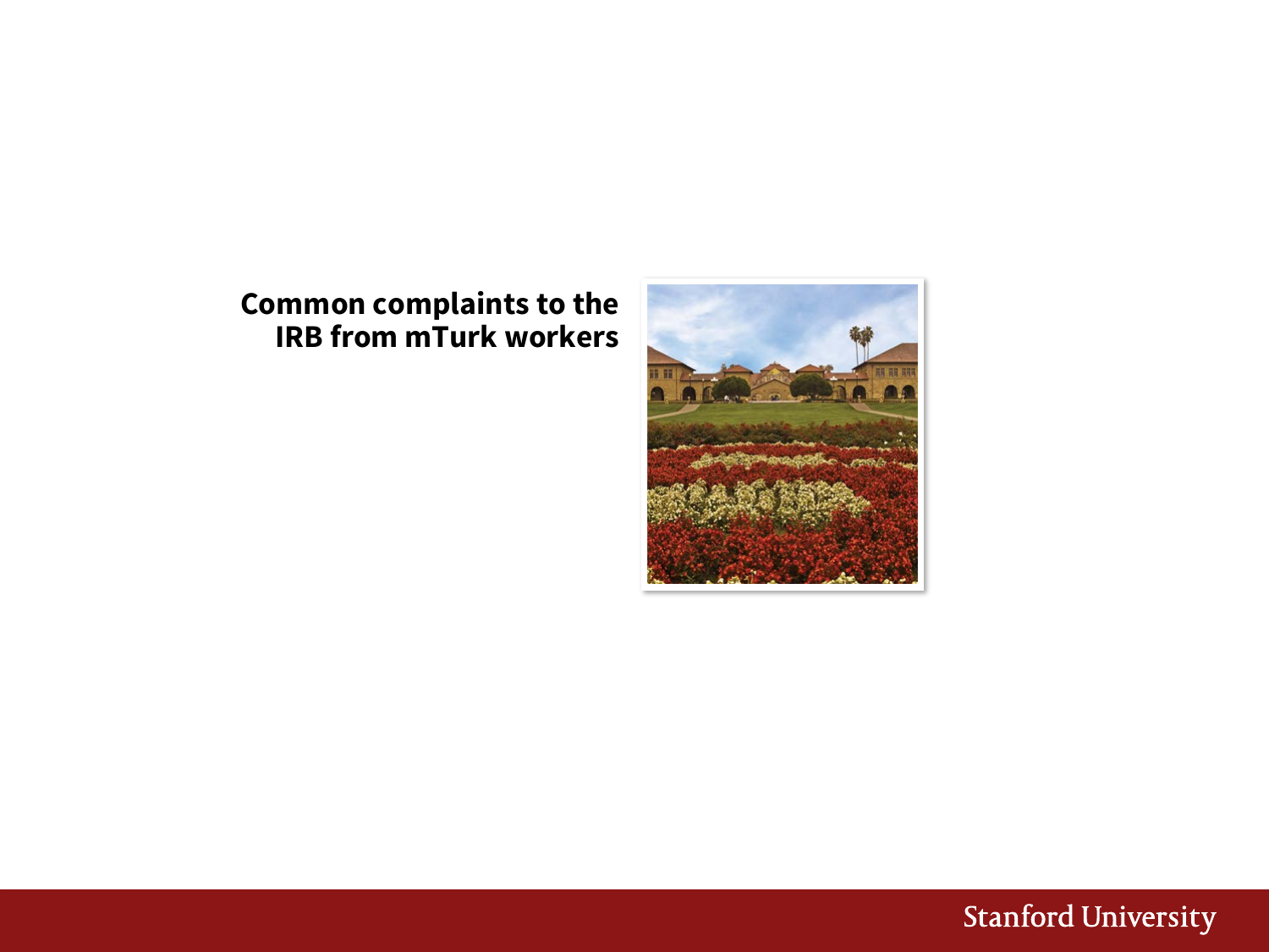**Common complaints to the IRB from mTurk workers**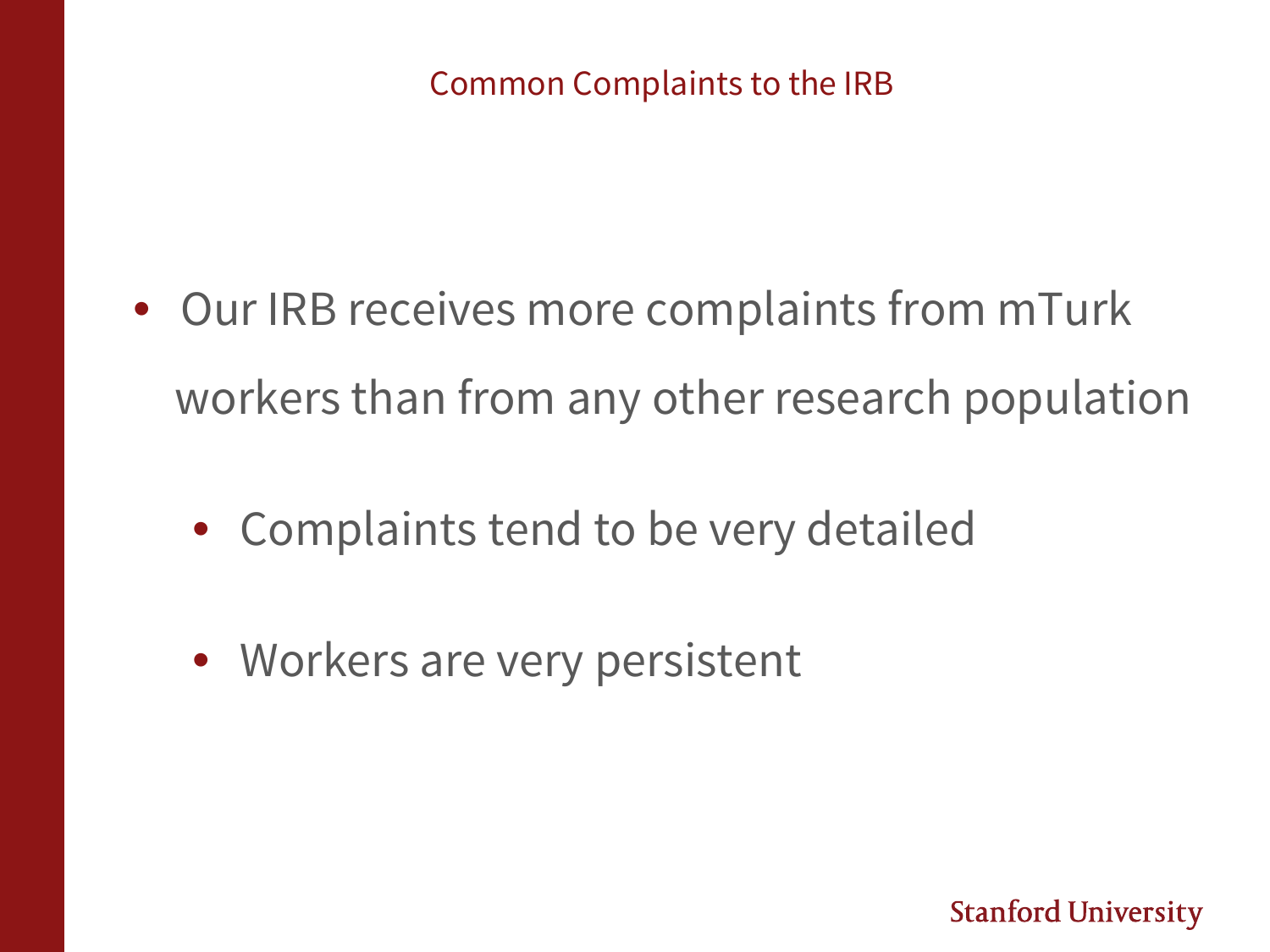## Common Complaints to the IRB

- Our IRB receives more complaints from mTurk workers than from any other research population
  - Complaints tend to be very detailed
  - Workers are very persistent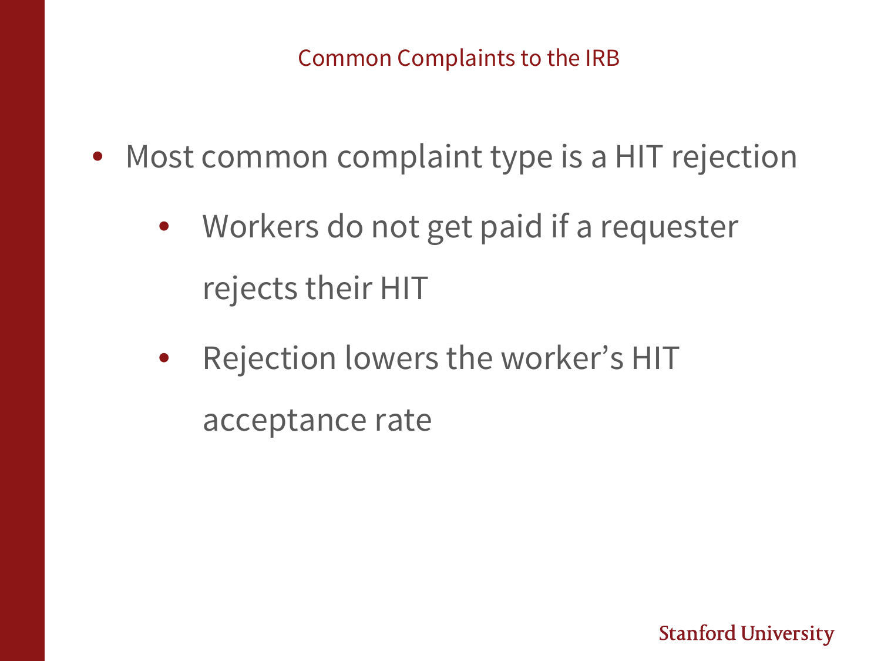## Common Complaints to the IRB

- Most common complaint type is a HIT rejection
  - Workers do not get paid if a requester rejects their HIT
  - Rejection lowers the worker's HIT acceptance rate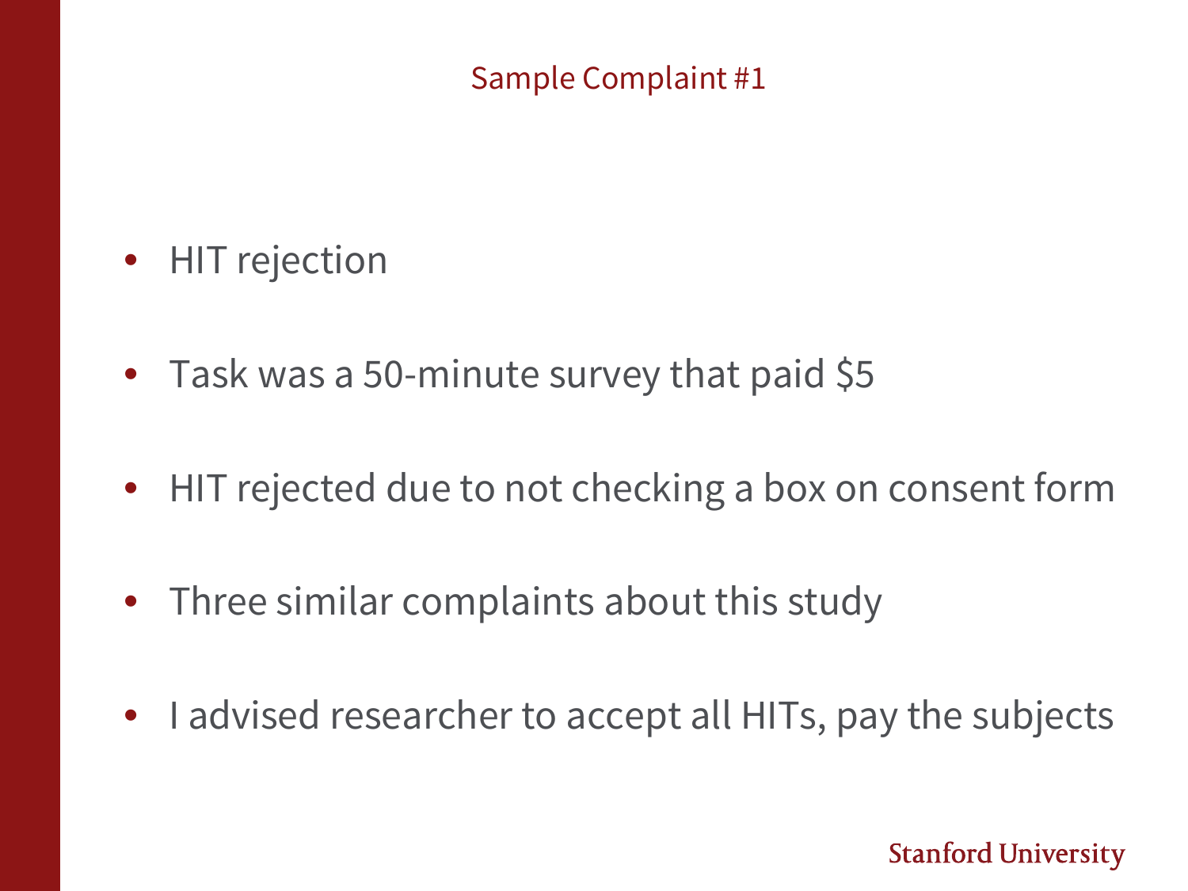## Sample Complaint #1

- HIT rejection
- Task was a 50-minute survey that paid $5
- HIT rejected due to not checking a box on consent form
- Three similar complaints about this study
- I advised researcher to accept all HITs, pay the subjects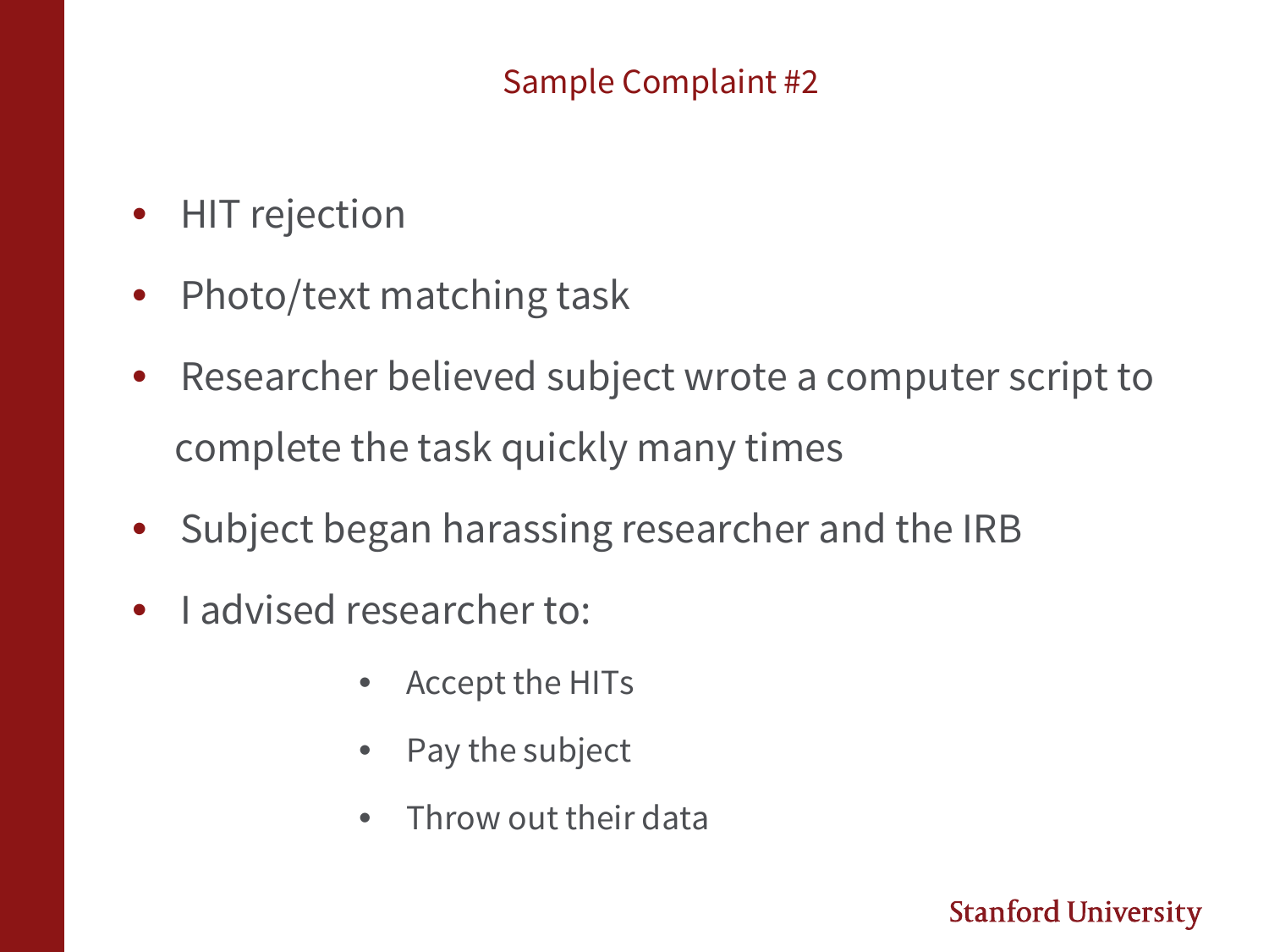## Sample Complaint #2

- HIT rejection
- Photo/text matching task
- Researcher believed subject wrote a computer script to complete the task quickly many times
- Subject began harassing researcher and the IRB
- I advised researcher to:
    - Accept the HITs
    - Pay the subject
    - Throw out their data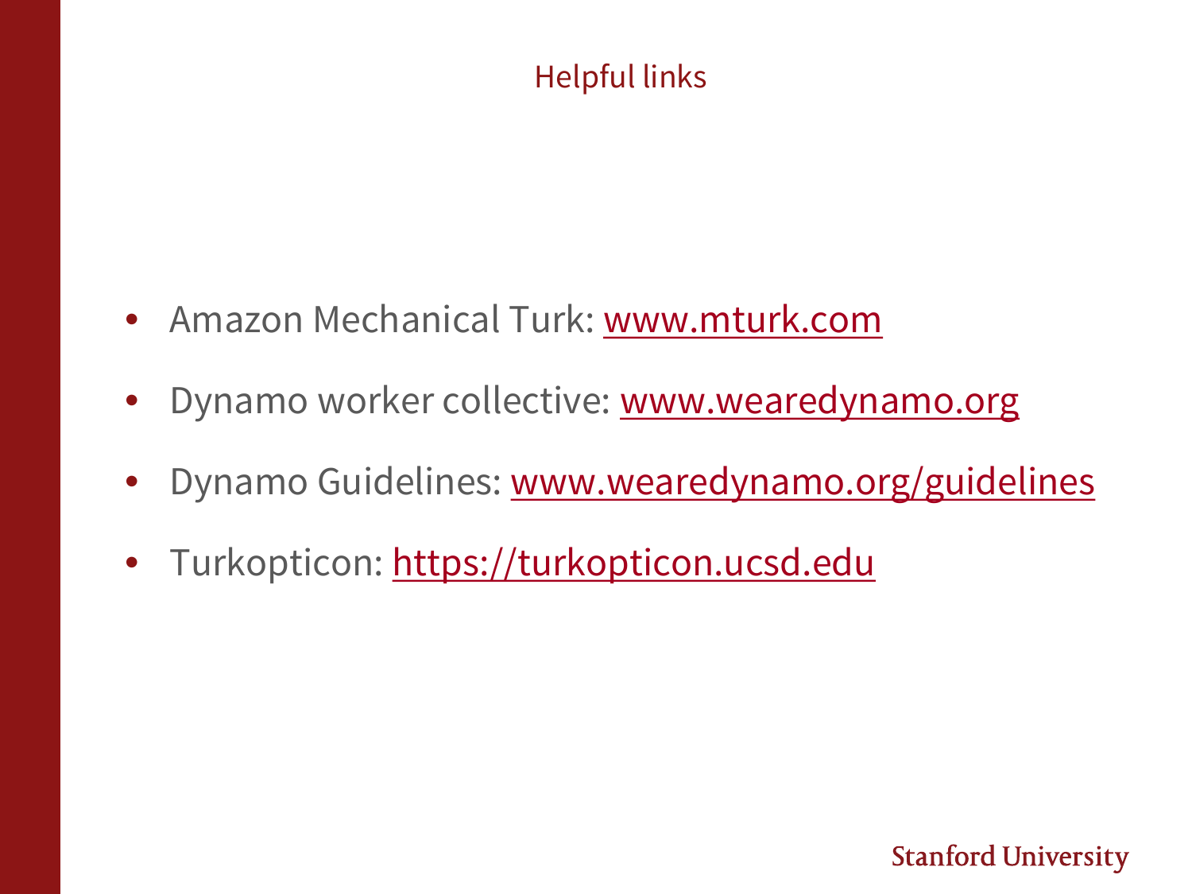# Helpful links

- Amazon Mechanical Turk: www.mturk.com
- Dynamo worker collective: www.wearedynamo.org
- Dynamo Guidelines: www.wearedynamo.org/guidelines
- Turkopticon: https://turkopticon.ucsd.edu